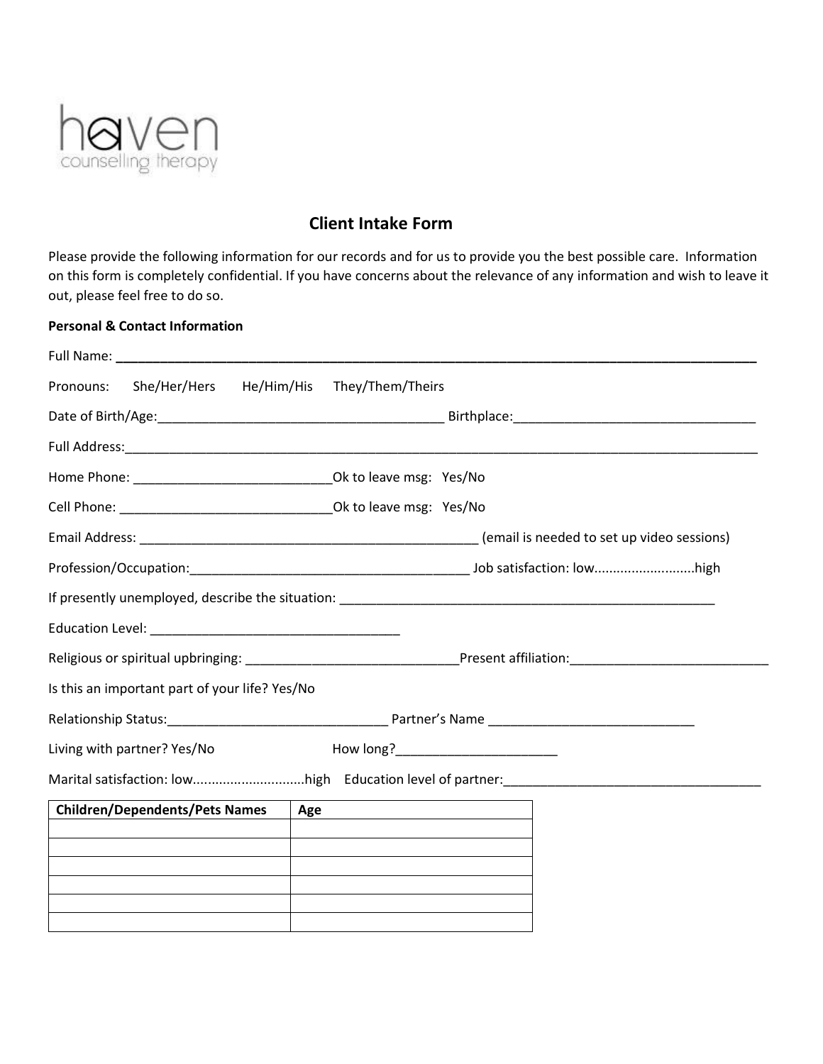haven
counselling therapy

# Client Intake Form

Please provide the following information for our records and for us to provide you the best possible care. Information on this form is completely confidential. If you have concerns about the relevance of any information and wish to leave it out, please feel free to do so.

**Personal & Contact Information**

Full Name: ____________________________________________________________________________

Pronouns: She/Her/Hers He/Him/His They/Them/Theirs

Date of Birth/Age:_______________________________________ Birthplace:_________________________________

Full Address:____________________________________________________________________________________

Home Phone: ___________________________Ok to leave msg: Yes/No

Cell Phone: _____________________________Ok to leave msg: Yes/No

Email Address: ______________________________________________ (email is needed to set up video sessions)

Profession/Occupation:______________________________________ Job satisfaction: low...........................high

If presently unemployed, describe the situation: ____________________________________________________

Education Level: __________________________________

Religious or spiritual upbringing: _____________________________Present affiliation:___________________________

Is this an important part of your life? Yes/No

Relationship Status:______________________________ Partner's Name ____________________________

Living with partner? Yes/No How long?______________________

Marital satisfaction: low.............................high Education level of partner:___________________________________

| Children/Dependents/Pets Names | Age |
|---|---|
| | |
| | |
| | |
| | |
| | |
| | |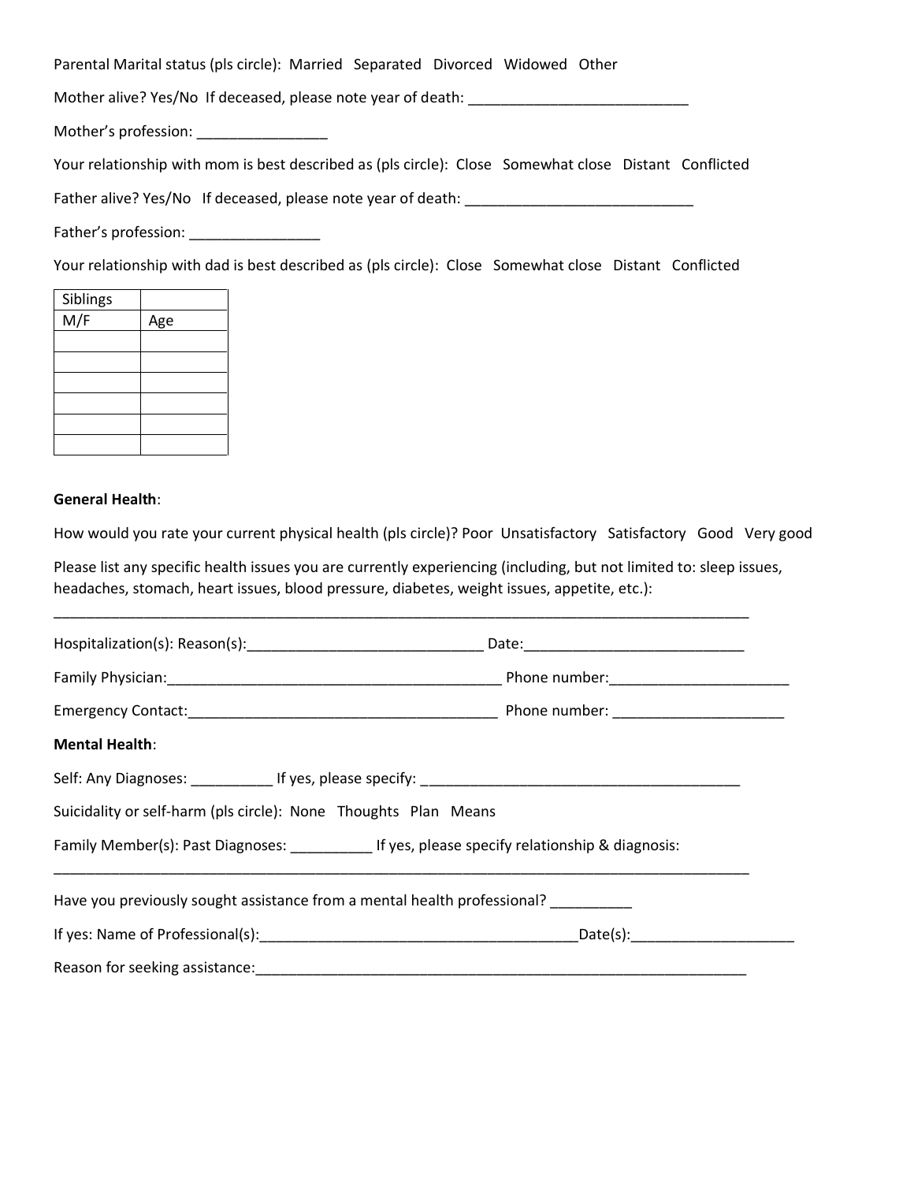Parental Marital status (pls circle): Married Separated Divorced Widowed Other

Mother alive? Yes/No If deceased, please note year of death: ___________________________

Mother's profession: ________________

Your relationship with mom is best described as (pls circle): Close Somewhat close Distant Conflicted

Father alive? Yes/No If deceased, please note year of death: ____________________________

Father's profession: ________________

Your relationship with dad is best described as (pls circle): Close Somewhat close Distant Conflicted

| Siblings | |
|---|---|
| M/F | Age |
| | |
| | |
| | |
| | |
| | |
| | |

**General Health**:

How would you rate your current physical health (pls circle)? Poor Unsatisfactory Satisfactory Good Very good

Please list any specific health issues you are currently experiencing (including, but not limited to: sleep issues, headaches, stomach, heart issues, blood pressure, diabetes, weight issues, appetite, etc.):

___________________________________________________________________________________________

Hospitalization(s): Reason(s):______________________________ Date:___________________________

Family Physician:__________________________________________ Phone number:______________________

Emergency Contact:_______________________________________ Phone number: _____________________

**Mental Health**:

Self: Any Diagnoses: __________ If yes, please specify: ________________________________________

Suicidality or self-harm (pls circle): None Thoughts Plan Means

Family Member(s): Past Diagnoses: __________ If yes, please specify relationship & diagnosis:

___________________________________________________________________________________________

Have you previously sought assistance from a mental health professional? __________

If yes: Name of Professional(s):________________________________________Date(s):____________________

Reason for seeking assistance:_______________________________________________________________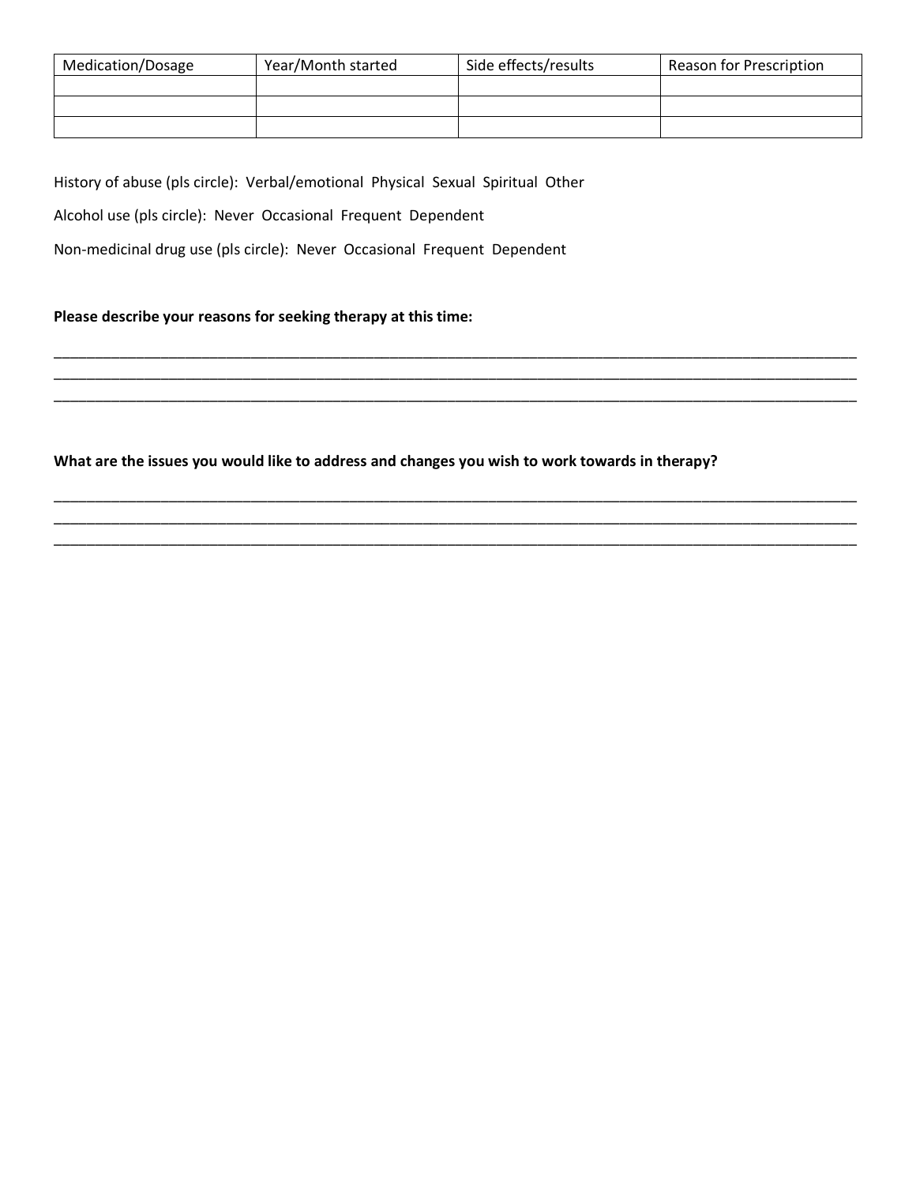| Medication/Dosage | Year/Month started | Side effects/results | Reason for Prescription |
|---|---|---|---|
| | | | |
| | | | |
| | | | |

History of abuse (pls circle): Verbal/emotional Physical Sexual Spiritual Other

Alcohol use (pls circle): Never Occasional Frequent Dependent

Non-medicinal drug use (pls circle): Never Occasional Frequent Dependent

**Please describe your reasons for seeking therapy at this time:**

\_\_\_\_\_\_\_\_\_\_\_\_\_\_\_\_\_\_\_\_\_\_\_\_\_\_\_\_\_\_\_\_\_\_\_\_\_\_\_\_\_\_\_\_\_\_\_\_\_\_\_\_\_\_\_\_\_\_\_\_\_\_\_\_\_\_\_\_\_\_\_\_\_\_\_\_\_\_\_\_\_\_\_\_\_\_\_\_\_\_\_\_\_\_

\_\_\_\_\_\_\_\_\_\_\_\_\_\_\_\_\_\_\_\_\_\_\_\_\_\_\_\_\_\_\_\_\_\_\_\_\_\_\_\_\_\_\_\_\_\_\_\_\_\_\_\_\_\_\_\_\_\_\_\_\_\_\_\_\_\_\_\_\_\_\_\_\_\_\_\_\_\_\_\_\_\_\_\_\_\_\_\_\_\_\_\_\_\_

\_\_\_\_\_\_\_\_\_\_\_\_\_\_\_\_\_\_\_\_\_\_\_\_\_\_\_\_\_\_\_\_\_\_\_\_\_\_\_\_\_\_\_\_\_\_\_\_\_\_\_\_\_\_\_\_\_\_\_\_\_\_\_\_\_\_\_\_\_\_\_\_\_\_\_\_\_\_\_\_\_\_\_\_\_\_\_\_\_\_\_\_\_\_

**What are the issues you would like to address and changes you wish to work towards in therapy?**

\_\_\_\_\_\_\_\_\_\_\_\_\_\_\_\_\_\_\_\_\_\_\_\_\_\_\_\_\_\_\_\_\_\_\_\_\_\_\_\_\_\_\_\_\_\_\_\_\_\_\_\_\_\_\_\_\_\_\_\_\_\_\_\_\_\_\_\_\_\_\_\_\_\_\_\_\_\_\_\_\_\_\_\_\_\_\_\_\_\_\_\_\_\_

\_\_\_\_\_\_\_\_\_\_\_\_\_\_\_\_\_\_\_\_\_\_\_\_\_\_\_\_\_\_\_\_\_\_\_\_\_\_\_\_\_\_\_\_\_\_\_\_\_\_\_\_\_\_\_\_\_\_\_\_\_\_\_\_\_\_\_\_\_\_\_\_\_\_\_\_\_\_\_\_\_\_\_\_\_\_\_\_\_\_\_\_\_\_

\_\_\_\_\_\_\_\_\_\_\_\_\_\_\_\_\_\_\_\_\_\_\_\_\_\_\_\_\_\_\_\_\_\_\_\_\_\_\_\_\_\_\_\_\_\_\_\_\_\_\_\_\_\_\_\_\_\_\_\_\_\_\_\_\_\_\_\_\_\_\_\_\_\_\_\_\_\_\_\_\_\_\_\_\_\_\_\_\_\_\_\_\_\_